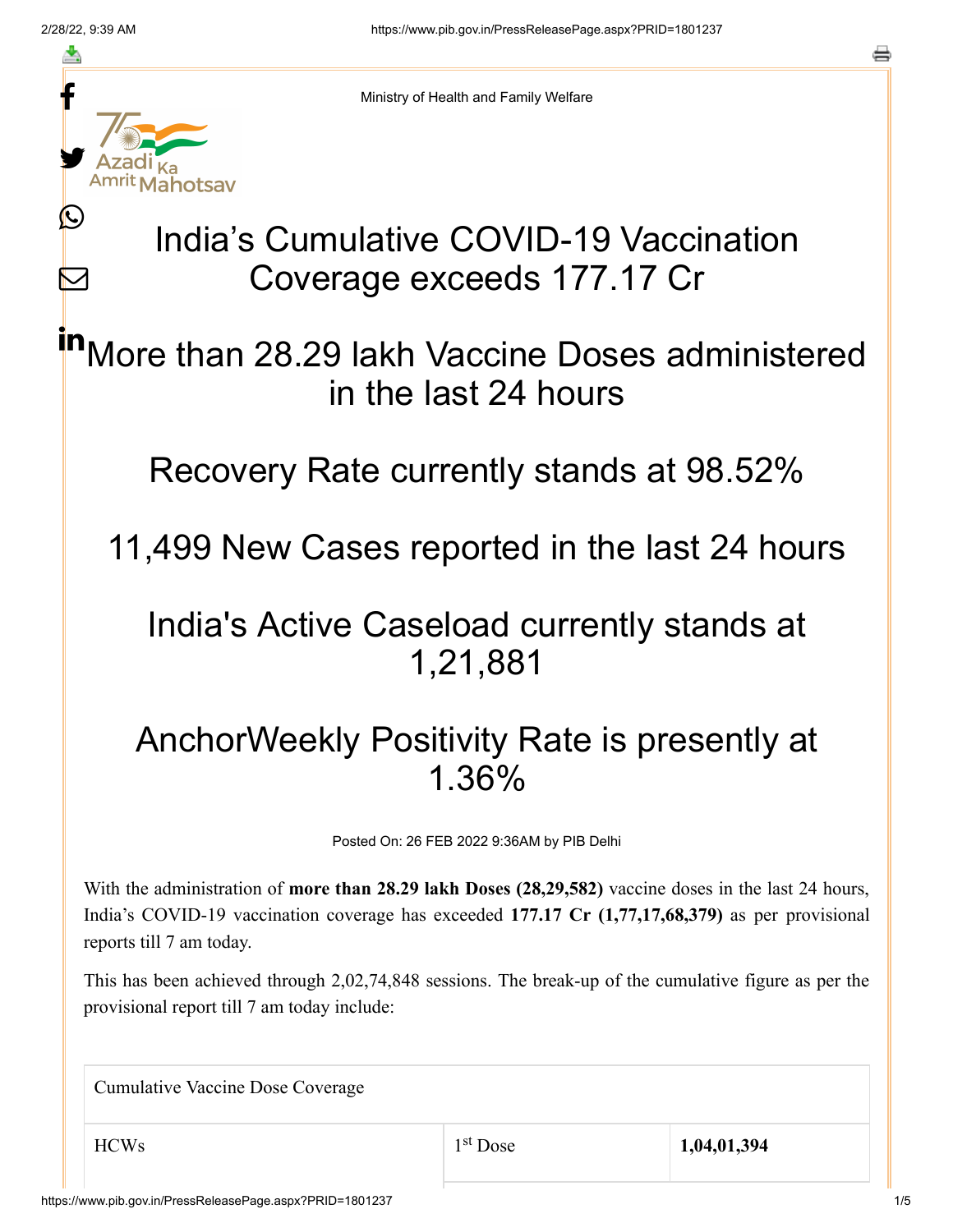Ministry of Health and Family Welfare

# India's Cumulative COVID-19 Vaccination Coverage exceeds 177.17 Cr

## More than 28.29 lakh Vaccine Doses administered in the last 24 hours

## Recovery Rate currently stands at 98.52%

## 11,499 New Cases reported in the last 24 hours

## India's Active Caseload currently stands at 1,21,881

## AnchorWeekly Positivity Rate is presently at 1.36%

Posted On: 26 FEB 2022 9:36AM by PIB Delhi

With the administration of **more than 28.29 lakh Doses (28,29,582)** vaccine doses in the last 24 hours, India's COVID-19 vaccination coverage has exceeded **177.17 Cr (1,77,17,68,379)** as per provisional reports till 7 am today.

This has been achieved through 2,02,74,848 sessions. The break-up of the cumulative figure as per the provisional report till 7 am today include:

| Cumulative Vaccine Dose Coverage | | |
|---|---|---|
| HCWs | 1st Dose | **1,04,01,394** |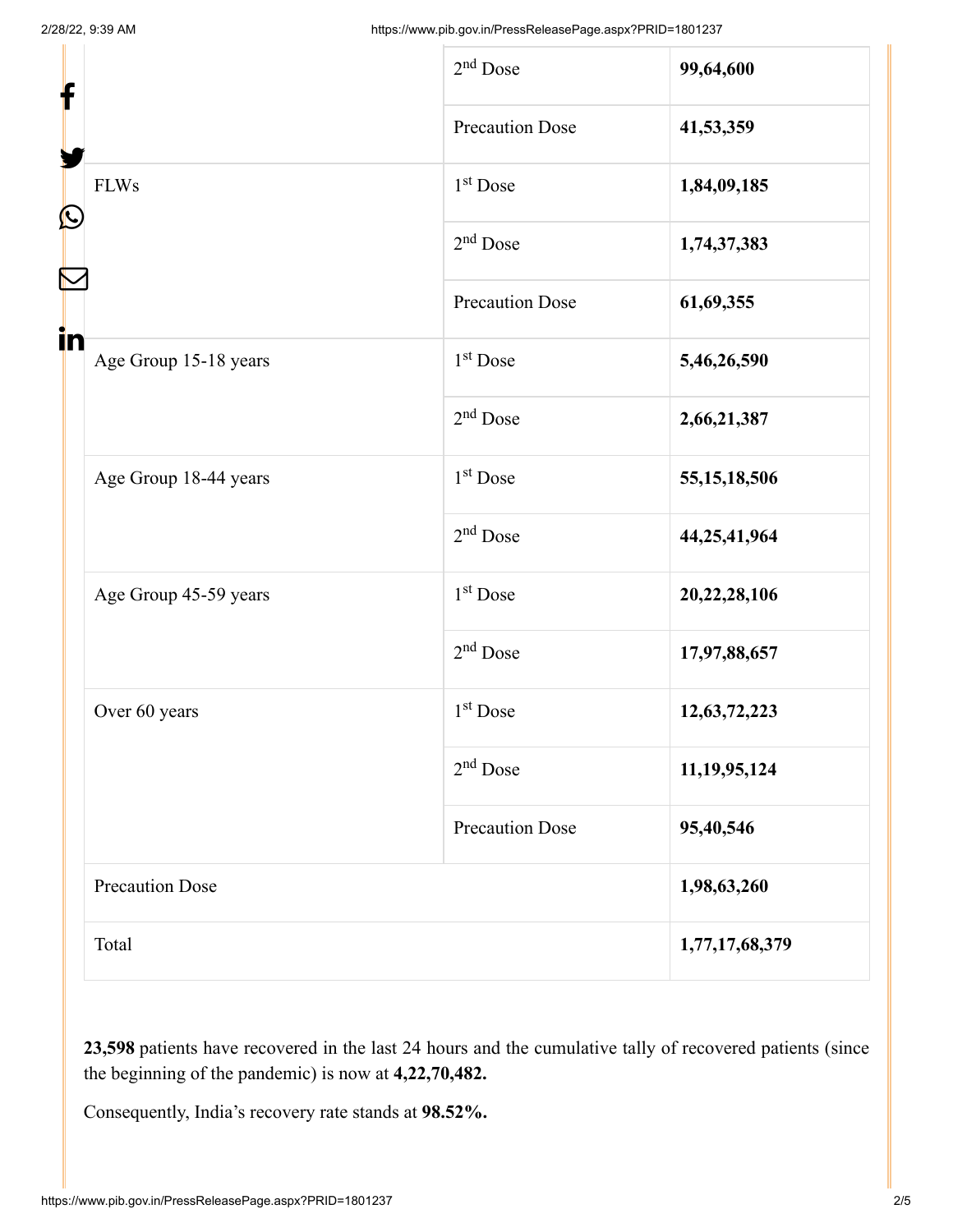| | | |
|---|---|---|
| | 2nd Dose | **99,64,600** |
| | Precaution Dose | **41,53,359** |
| FLWs | 1st Dose | **1,84,09,185** |
| | 2nd Dose | **1,74,37,383** |
| | Precaution Dose | **61,69,355** |
| Age Group 15-18 years | 1st Dose | **5,46,26,590** |
| | 2nd Dose | **2,66,21,387** |
| Age Group 18-44 years | 1st Dose | **55,15,18,506** |
| | 2nd Dose | **44,25,41,964** |
| Age Group 45-59 years | 1st Dose | **20,22,28,106** |
| | 2nd Dose | **17,97,88,657** |
| Over 60 years | 1st Dose | **12,63,72,223** |
| | 2nd Dose | **11,19,95,124** |
| | Precaution Dose | **95,40,546** |
| Precaution Dose | | **1,98,63,260** |
| Total | | **1,77,17,68,379** |

**23,598** patients have recovered in the last 24 hours and the cumulative tally of recovered patients (since the beginning of the pandemic) is now at **4,22,70,482.**

Consequently, India's recovery rate stands at **98.52%.**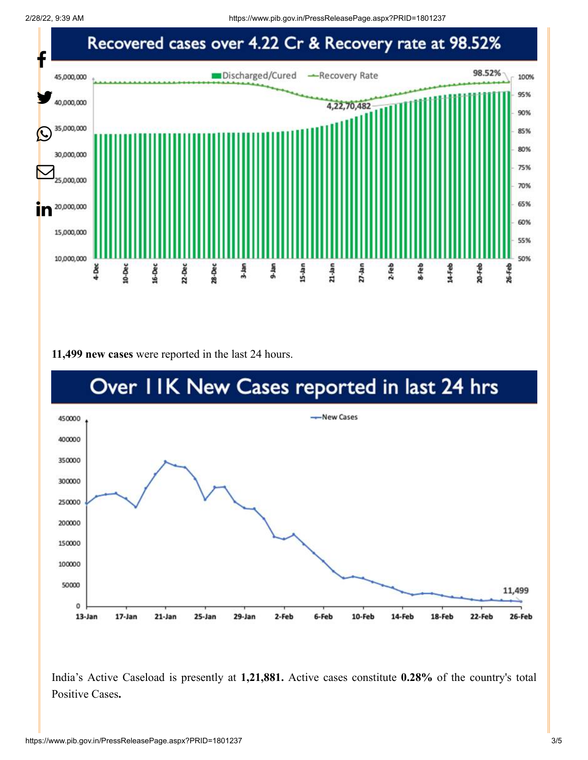## Recovered cases over 4.22 Cr & Recovery rate at 98.52%

**11,499 new cases** were reported in the last 24 hours.

## Over 11K New Cases reported in last 24 hrs

India's Active Caseload is presently at **1,21,881.** Active cases constitute **0.28%** of the country's total Positive Cases**.**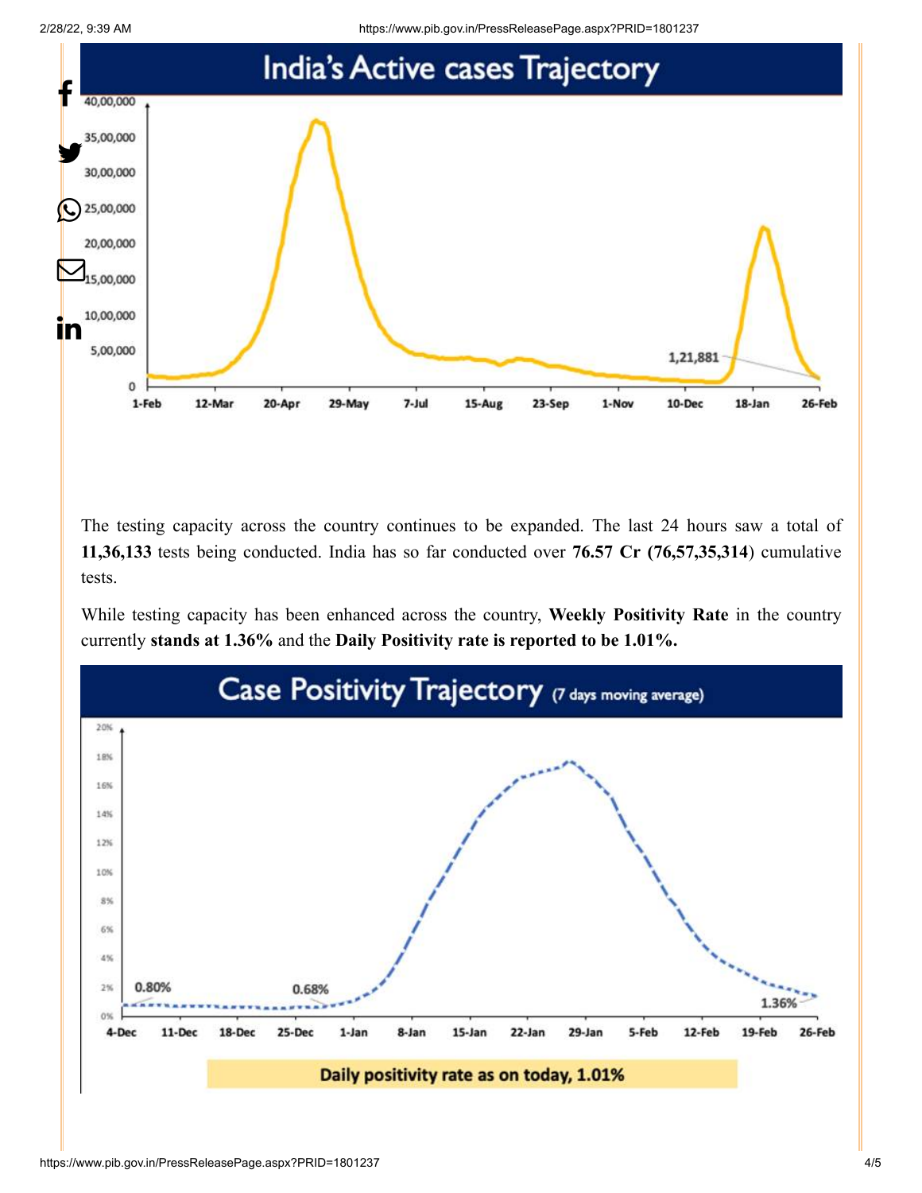## India's Active cases Trajectory

The testing capacity across the country continues to be expanded. The last 24 hours saw a total of **11,36,133** tests being conducted. India has so far conducted over **76.57 Cr (76,57,35,314**) cumulative tests.

While testing capacity has been enhanced across the country, **Weekly Positivity Rate** in the country currently **stands at 1.36%** and the **Daily Positivity rate is reported to be 1.01%.**

## Case Positivity Trajectory (7 days moving average)

Daily positivity rate as on today, 1.01%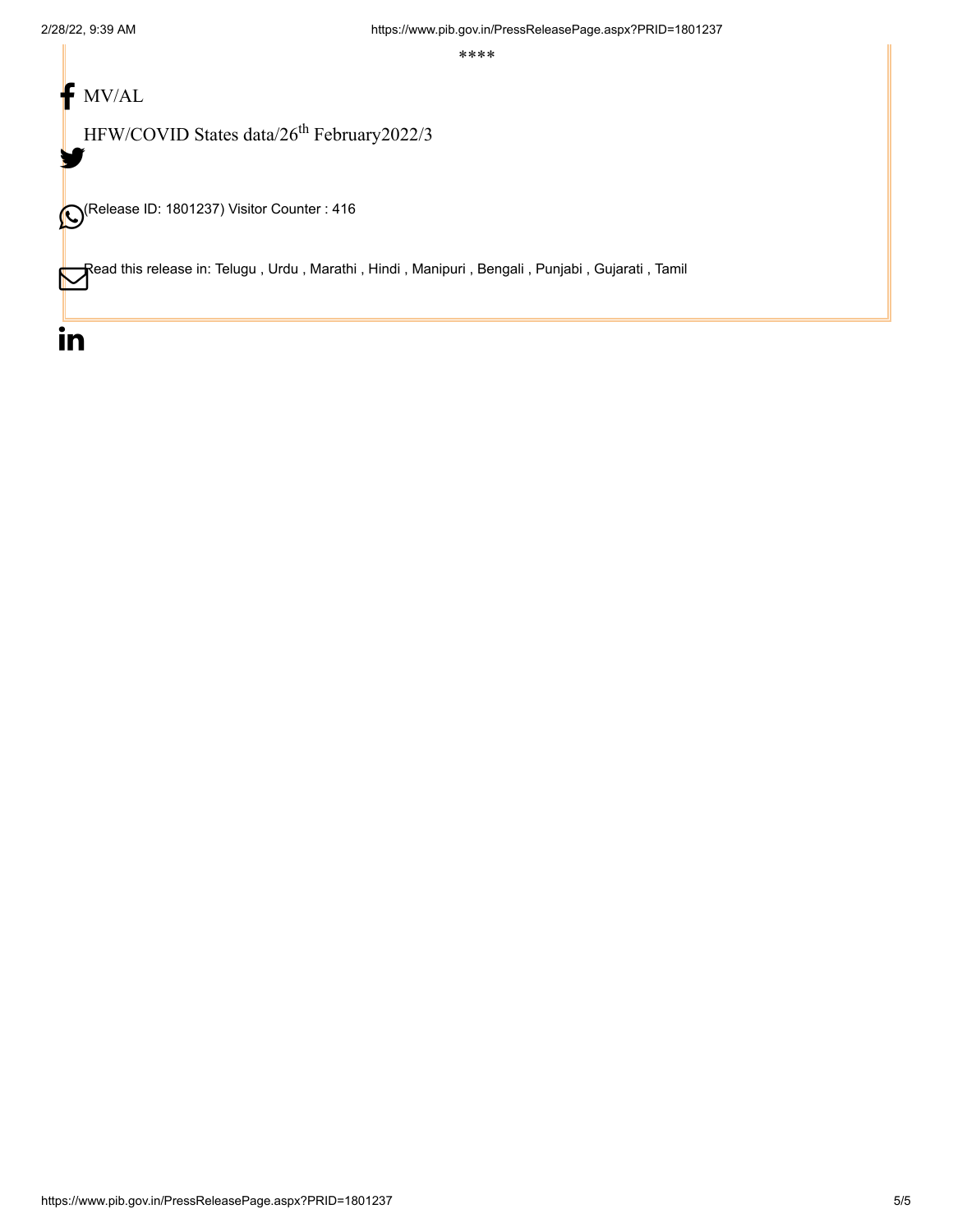****

MV/AL

HFW/COVID States data/26th February2022/3

(Release ID: 1801237) Visitor Counter : 416

Read this release in: Telugu , Urdu , Marathi , Hindi , Manipuri , Bengali , Punjabi , Gujarati , Tamil